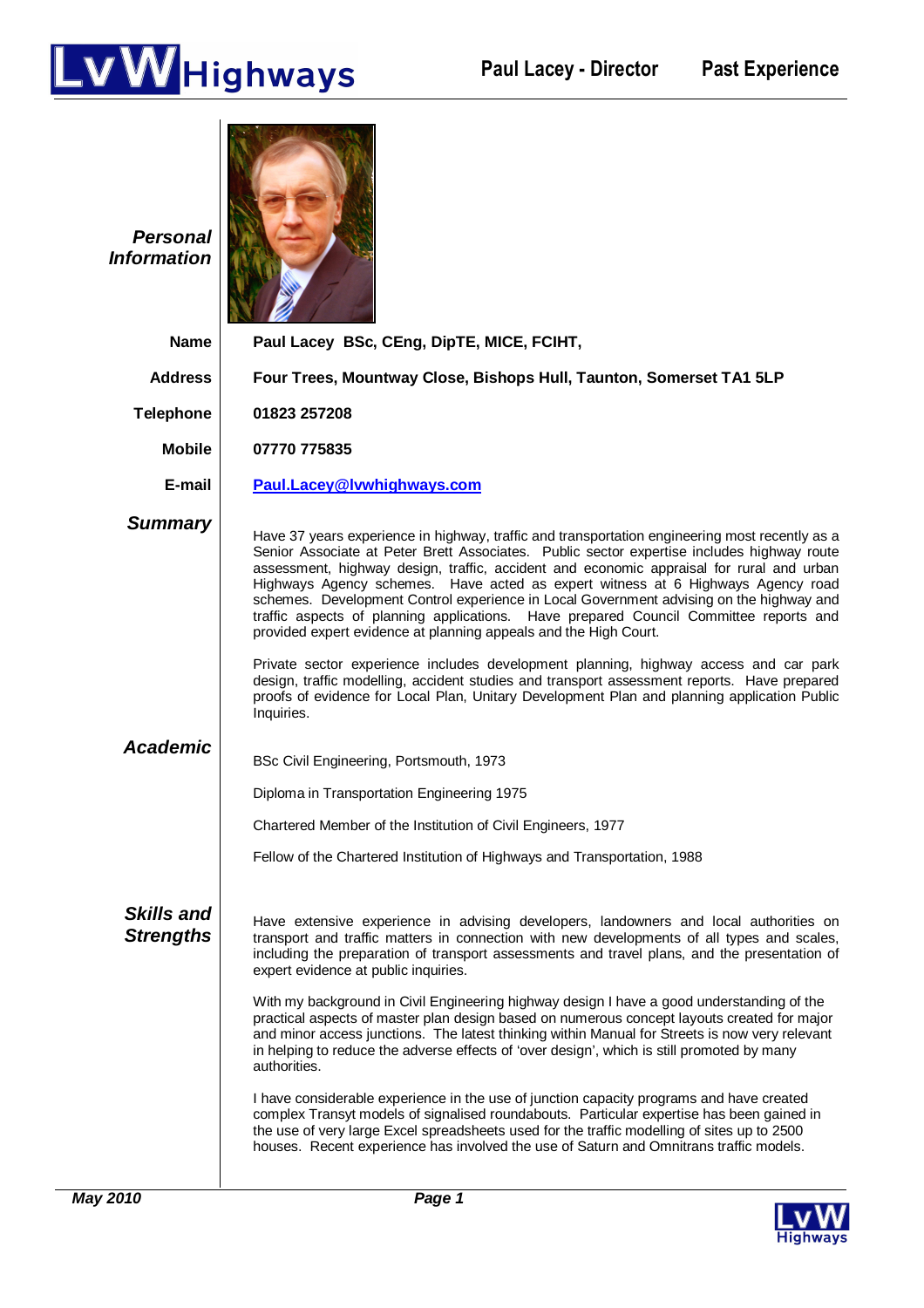**LvW Highways**

**Paul Lacey - Director** **Past Experience**

## *Personal Information*

**Name** — **Paul Lacey BSc, CEng, DipTE, MICE, FCIHT,**

**Address** — **Four Trees, Mountway Close, Bishops Hull, Taunton, Somerset TA1 5LP**

**Telephone** — **01823 257208**

**Mobile** — **07770 775835**

**E-mail** — **Paul.Lacey@lvwhighways.com**

## *Summary*

Have 37 years experience in highway, traffic and transportation engineering most recently as a Senior Associate at Peter Brett Associates. Public sector expertise includes highway route assessment, highway design, traffic, accident and economic appraisal for rural and urban Highways Agency schemes. Have acted as expert witness at 6 Highways Agency road schemes. Development Control experience in Local Government advising on the highway and traffic aspects of planning applications. Have prepared Council Committee reports and provided expert evidence at planning appeals and the High Court.

Private sector experience includes development planning, highway access and car park design, traffic modelling, accident studies and transport assessment reports. Have prepared proofs of evidence for Local Plan, Unitary Development Plan and planning application Public Inquiries.

## *Academic*

BSc Civil Engineering, Portsmouth, 1973

Diploma in Transportation Engineering 1975

Chartered Member of the Institution of Civil Engineers, 1977

Fellow of the Chartered Institution of Highways and Transportation, 1988

## *Skills and Strengths*

Have extensive experience in advising developers, landowners and local authorities on transport and traffic matters in connection with new developments of all types and scales, including the preparation of transport assessments and travel plans, and the presentation of expert evidence at public inquiries.

With my background in Civil Engineering highway design I have a good understanding of the practical aspects of master plan design based on numerous concept layouts created for major and minor access junctions. The latest thinking within Manual for Streets is now very relevant in helping to reduce the adverse effects of 'over design', which is still promoted by many authorities.

I have considerable experience in the use of junction capacity programs and have created complex Transyt models of signalised roundabouts. Particular expertise has been gained in the use of very large Excel spreadsheets used for the traffic modelling of sites up to 2500 houses. Recent experience has involved the use of Saturn and Omnitrans traffic models.

*May 2010*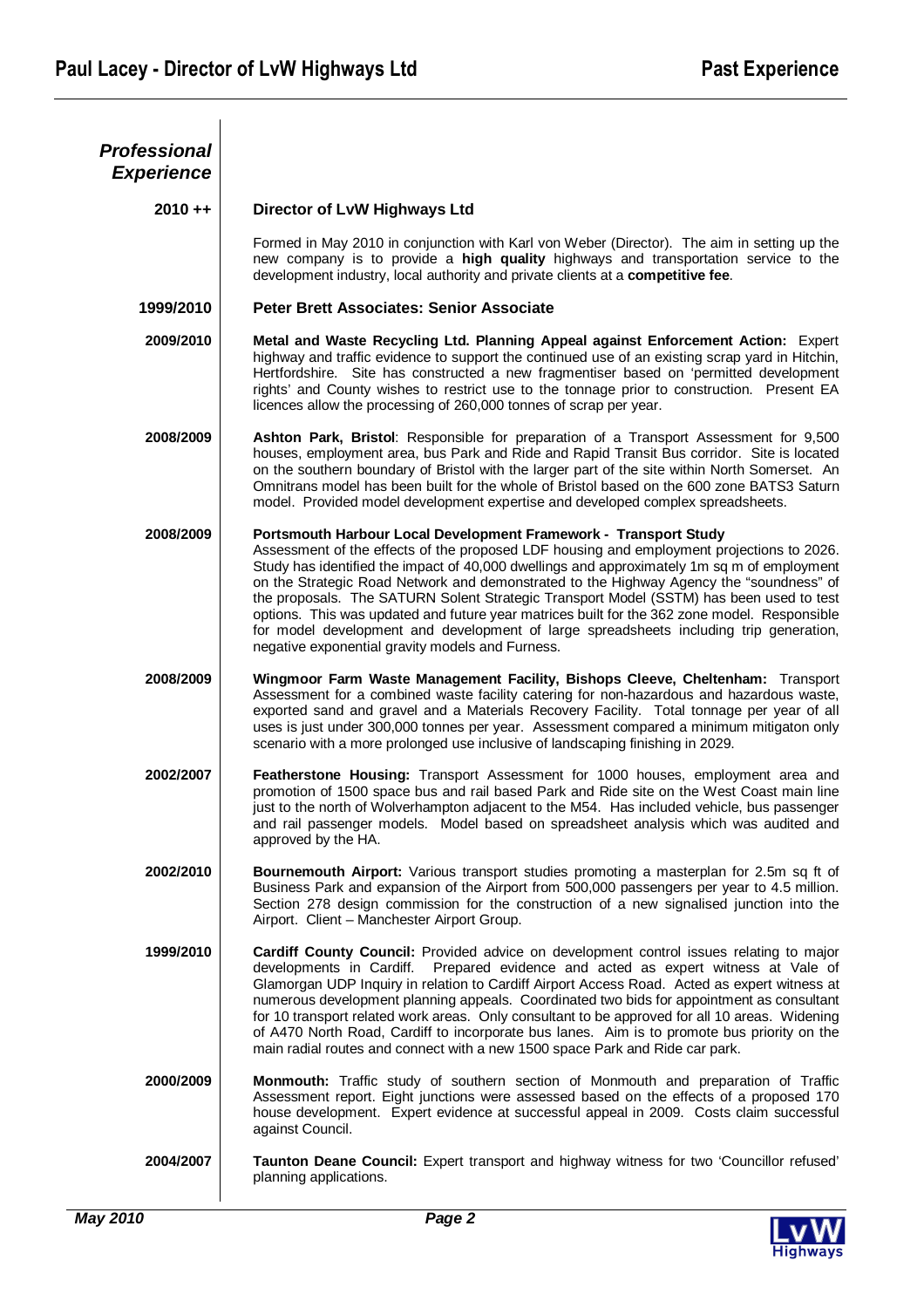## *Professional Experience*

**2010 ++** — **Director of LvW Highways Ltd**

Formed in May 2010 in conjunction with Karl von Weber (Director). The aim in setting up the new company is to provide a **high quality** highways and transportation service to the development industry, local authority and private clients at a **competitive fee**.

**1999/2010** — **Peter Brett Associates: Senior Associate**

**2009/2010** — **Metal and Waste Recycling Ltd. Planning Appeal against Enforcement Action:** Expert highway and traffic evidence to support the continued use of an existing scrap yard in Hitchin, Hertfordshire. Site has constructed a new fragmentiser based on 'permitted development rights' and County wishes to restrict use to the tonnage prior to construction. Present EA licences allow the processing of 260,000 tonnes of scrap per year.

**2008/2009** — **Ashton Park, Bristol**: Responsible for preparation of a Transport Assessment for 9,500 houses, employment area, bus Park and Ride and Rapid Transit Bus corridor. Site is located on the southern boundary of Bristol with the larger part of the site within North Somerset. An Omnitrans model has been built for the whole of Bristol based on the 600 zone BATS3 Saturn model. Provided model development expertise and developed complex spreadsheets.

**2008/2009** — **Portsmouth Harbour Local Development Framework - Transport Study**
Assessment of the effects of the proposed LDF housing and employment projections to 2026. Study has identified the impact of 40,000 dwellings and approximately 1m sq m of employment on the Strategic Road Network and demonstrated to the Highway Agency the "soundness" of the proposals. The SATURN Solent Strategic Transport Model (SSTM) has been used to test options. This was updated and future year matrices built for the 362 zone model. Responsible for model development and development of large spreadsheets including trip generation, negative exponential gravity models and Furness.

**2008/2009** — **Wingmoor Farm Waste Management Facility, Bishops Cleeve, Cheltenham:** Transport Assessment for a combined waste facility catering for non-hazardous and hazardous waste, exported sand and gravel and a Materials Recovery Facility. Total tonnage per year of all uses is just under 300,000 tonnes per year. Assessment compared a minimum mitigaton only scenario with a more prolonged use inclusive of landscaping finishing in 2029.

**2002/2007** — **Featherstone Housing:** Transport Assessment for 1000 houses, employment area and promotion of 1500 space bus and rail based Park and Ride site on the West Coast main line just to the north of Wolverhampton adjacent to the M54. Has included vehicle, bus passenger and rail passenger models. Model based on spreadsheet analysis which was audited and approved by the HA.

**2002/2010** — **Bournemouth Airport:** Various transport studies promoting a masterplan for 2.5m sq ft of Business Park and expansion of the Airport from 500,000 passengers per year to 4.5 million. Section 278 design commission for the construction of a new signalised junction into the Airport. Client – Manchester Airport Group.

**1999/2010** — **Cardiff County Council:** Provided advice on development control issues relating to major developments in Cardiff. Prepared evidence and acted as expert witness at Vale of Glamorgan UDP Inquiry in relation to Cardiff Airport Access Road. Acted as expert witness at numerous development planning appeals. Coordinated two bids for appointment as consultant for 10 transport related work areas. Only consultant to be approved for all 10 areas. Widening of A470 North Road, Cardiff to incorporate bus lanes. Aim is to promote bus priority on the main radial routes and connect with a new 1500 space Park and Ride car park.

**2000/2009** — **Monmouth:** Traffic study of southern section of Monmouth and preparation of Traffic Assessment report. Eight junctions were assessed based on the effects of a proposed 170 house development. Expert evidence at successful appeal in 2009. Costs claim successful against Council.

**2004/2007** — **Taunton Deane Council:** Expert transport and highway witness for two 'Councillor refused' planning applications.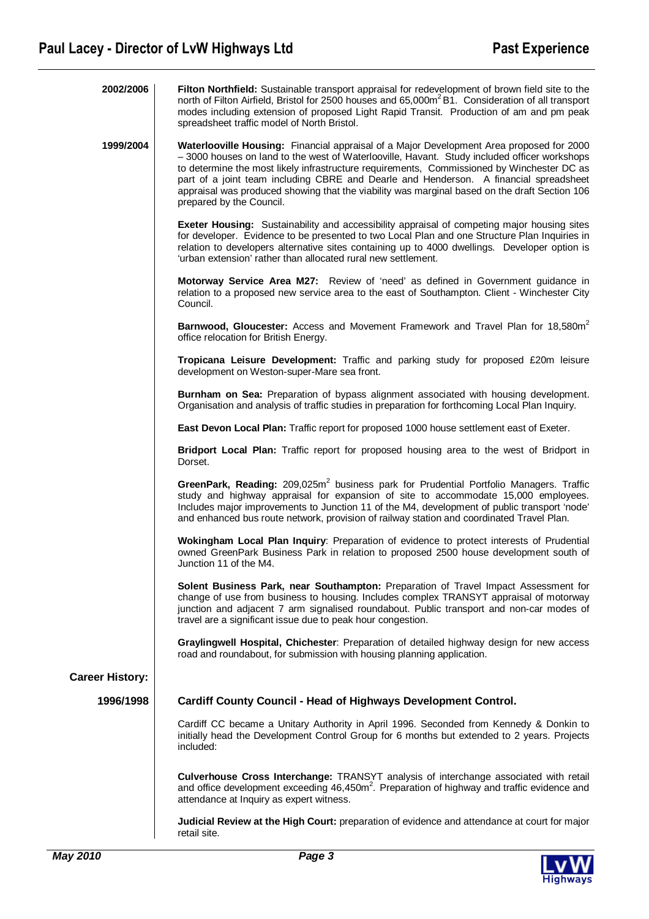**2002/2006**

**Filton Northfield:** Sustainable transport appraisal for redevelopment of brown field site to the north of Filton Airfield, Bristol for 2500 houses and 65,000m$^2$ B1. Consideration of all transport modes including extension of proposed Light Rapid Transit. Production of am and pm peak spreadsheet traffic model of North Bristol.

**1999/2004**

**Waterlooville Housing:** Financial appraisal of a Major Development Area proposed for 2000 – 3000 houses on land to the west of Waterlooville, Havant. Study included officer workshops to determine the most likely infrastructure requirements, Commissioned by Winchester DC as part of a joint team including CBRE and Dearle and Henderson. A financial spreadsheet appraisal was produced showing that the viability was marginal based on the draft Section 106 prepared by the Council.

**Exeter Housing:** Sustainability and accessibility appraisal of competing major housing sites for developer. Evidence to be presented to two Local Plan and one Structure Plan Inquiries in relation to developers alternative sites containing up to 4000 dwellings. Developer option is 'urban extension' rather than allocated rural new settlement.

**Motorway Service Area M27:** Review of 'need' as defined in Government guidance in relation to a proposed new service area to the east of Southampton. Client - Winchester City Council.

**Barnwood, Gloucester:** Access and Movement Framework and Travel Plan for 18,580m$^2$ office relocation for British Energy.

**Tropicana Leisure Development:** Traffic and parking study for proposed £20m leisure development on Weston-super-Mare sea front.

**Burnham on Sea:** Preparation of bypass alignment associated with housing development. Organisation and analysis of traffic studies in preparation for forthcoming Local Plan Inquiry.

**East Devon Local Plan:** Traffic report for proposed 1000 house settlement east of Exeter.

**Bridport Local Plan:** Traffic report for proposed housing area to the west of Bridport in Dorset.

**GreenPark, Reading:** 209,025m$^2$ business park for Prudential Portfolio Managers. Traffic study and highway appraisal for expansion of site to accommodate 15,000 employees. Includes major improvements to Junction 11 of the M4, development of public transport 'node' and enhanced bus route network, provision of railway station and coordinated Travel Plan.

**Wokingham Local Plan Inquiry**: Preparation of evidence to protect interests of Prudential owned GreenPark Business Park in relation to proposed 2500 house development south of Junction 11 of the M4.

**Solent Business Park, near Southampton:** Preparation of Travel Impact Assessment for change of use from business to housing. Includes complex TRANSYT appraisal of motorway junction and adjacent 7 arm signalised roundabout. Public transport and non-car modes of travel are a significant issue due to peak hour congestion.

**Graylingwell Hospital, Chichester**: Preparation of detailed highway design for new access road and roundabout, for submission with housing planning application.

## Career History:

**1996/1998**

### Cardiff County Council - Head of Highways Development Control.

Cardiff CC became a Unitary Authority in April 1996. Seconded from Kennedy & Donkin to initially head the Development Control Group for 6 months but extended to 2 years. Projects included:

**Culverhouse Cross Interchange:** TRANSYT analysis of interchange associated with retail and office development exceeding 46,450m$^2$. Preparation of highway and traffic evidence and attendance at Inquiry as expert witness.

**Judicial Review at the High Court:** preparation of evidence and attendance at court for major retail site.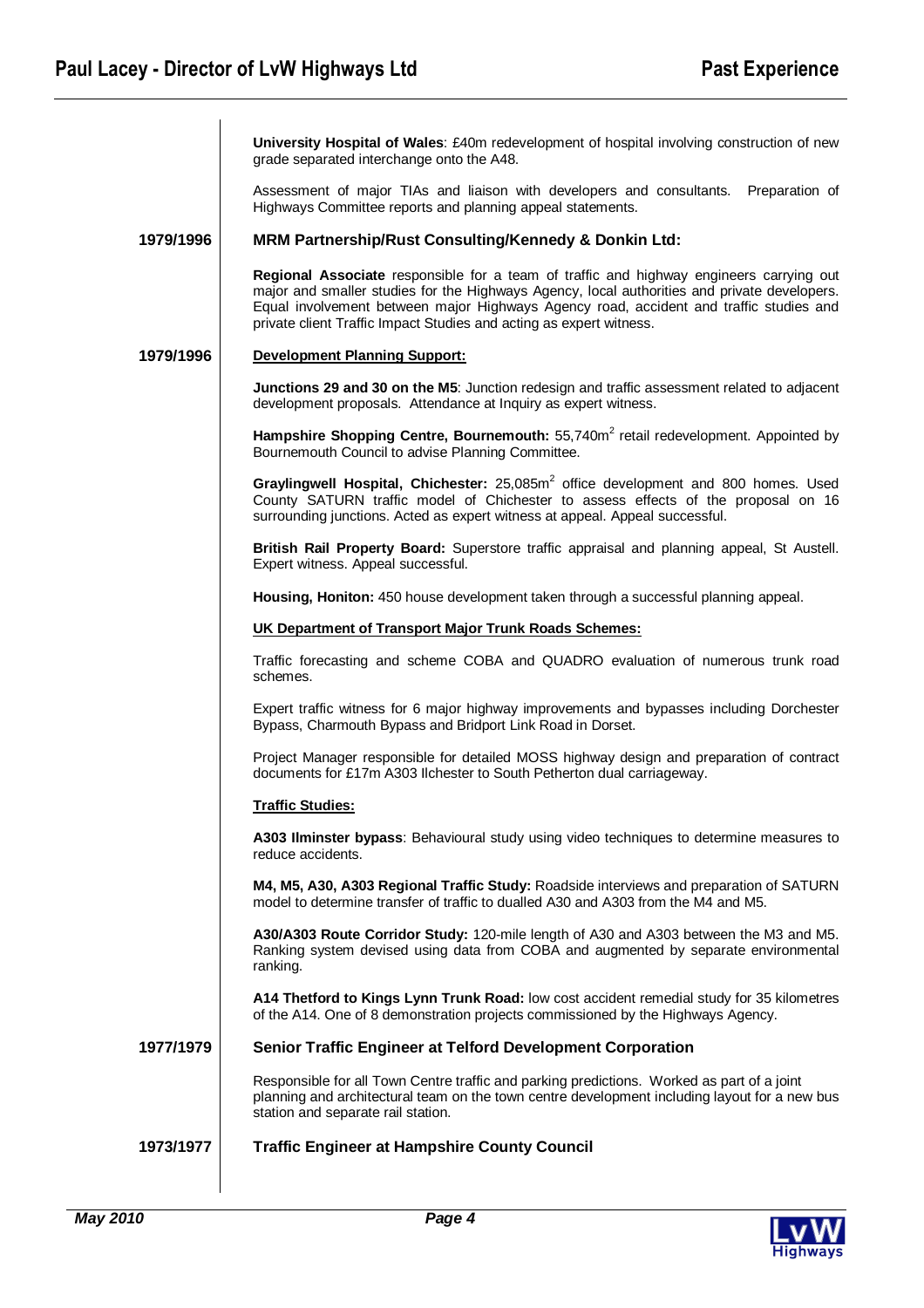**University Hospital of Wales**: £40m redevelopment of hospital involving construction of new grade separated interchange onto the A48.

Assessment of major TIAs and liaison with developers and consultants. Preparation of Highways Committee reports and planning appeal statements.

**1979/1996** **MRM Partnership/Rust Consulting/Kennedy & Donkin Ltd:**

**Regional Associate** responsible for a team of traffic and highway engineers carrying out major and smaller studies for the Highways Agency, local authorities and private developers. Equal involvement between major Highways Agency road, accident and traffic studies and private client Traffic Impact Studies and acting as expert witness.

**1979/1996** **Development Planning Support:**

**Junctions 29 and 30 on the M5**: Junction redesign and traffic assessment related to adjacent development proposals. Attendance at Inquiry as expert witness.

**Hampshire Shopping Centre, Bournemouth:** 55,740m$^2$ retail redevelopment. Appointed by Bournemouth Council to advise Planning Committee.

**Graylingwell Hospital, Chichester:** 25,085m$^2$ office development and 800 homes. Used County SATURN traffic model of Chichester to assess effects of the proposal on 16 surrounding junctions. Acted as expert witness at appeal. Appeal successful.

**British Rail Property Board:** Superstore traffic appraisal and planning appeal, St Austell. Expert witness. Appeal successful.

**Housing, Honiton:** 450 house development taken through a successful planning appeal.

**UK Department of Transport Major Trunk Roads Schemes:**

Traffic forecasting and scheme COBA and QUADRO evaluation of numerous trunk road schemes.

Expert traffic witness for 6 major highway improvements and bypasses including Dorchester Bypass, Charmouth Bypass and Bridport Link Road in Dorset.

Project Manager responsible for detailed MOSS highway design and preparation of contract documents for £17m A303 Ilchester to South Petherton dual carriageway.

**Traffic Studies:**

**A303 Ilminster bypass**: Behavioural study using video techniques to determine measures to reduce accidents.

**M4, M5, A30, A303 Regional Traffic Study:** Roadside interviews and preparation of SATURN model to determine transfer of traffic to dualled A30 and A303 from the M4 and M5.

**A30/A303 Route Corridor Study:** 120-mile length of A30 and A303 between the M3 and M5. Ranking system devised using data from COBA and augmented by separate environmental ranking.

**A14 Thetford to Kings Lynn Trunk Road:** low cost accident remedial study for 35 kilometres of the A14. One of 8 demonstration projects commissioned by the Highways Agency.

**1977/1979** **Senior Traffic Engineer at Telford Development Corporation**

Responsible for all Town Centre traffic and parking predictions. Worked as part of a joint planning and architectural team on the town centre development including layout for a new bus station and separate rail station.

**1973/1977** **Traffic Engineer at Hampshire County Council**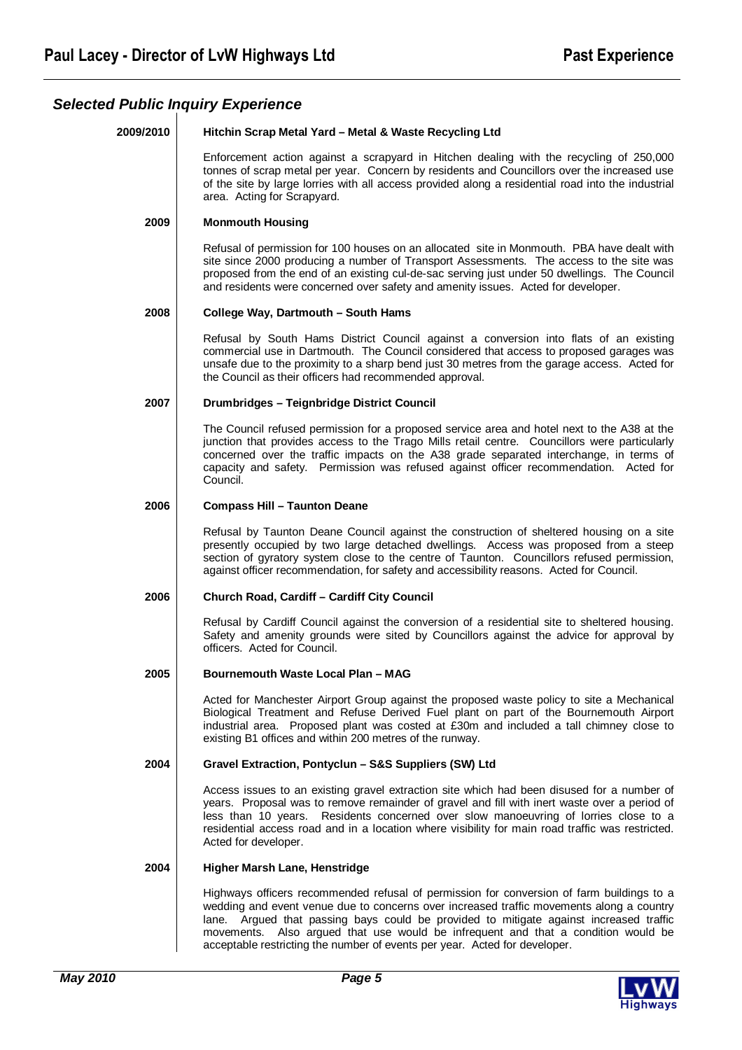## *Selected Public Inquiry Experience*

**2009/2010** — **Hitchin Scrap Metal Yard – Metal & Waste Recycling Ltd**

Enforcement action against a scrapyard in Hitchen dealing with the recycling of 250,000 tonnes of scrap metal per year. Concern by residents and Councillors over the increased use of the site by large lorries with all access provided along a residential road into the industrial area. Acting for Scrapyard.

**2009** — **Monmouth Housing**

Refusal of permission for 100 houses on an allocated site in Monmouth. PBA have dealt with site since 2000 producing a number of Transport Assessments. The access to the site was proposed from the end of an existing cul-de-sac serving just under 50 dwellings. The Council and residents were concerned over safety and amenity issues. Acted for developer.

**2008** — **College Way, Dartmouth – South Hams**

Refusal by South Hams District Council against a conversion into flats of an existing commercial use in Dartmouth. The Council considered that access to proposed garages was unsafe due to the proximity to a sharp bend just 30 metres from the garage access. Acted for the Council as their officers had recommended approval.

**2007** — **Drumbridges – Teignbridge District Council**

The Council refused permission for a proposed service area and hotel next to the A38 at the junction that provides access to the Trago Mills retail centre. Councillors were particularly concerned over the traffic impacts on the A38 grade separated interchange, in terms of capacity and safety. Permission was refused against officer recommendation. Acted for Council.

**2006** — **Compass Hill – Taunton Deane**

Refusal by Taunton Deane Council against the construction of sheltered housing on a site presently occupied by two large detached dwellings. Access was proposed from a steep section of gyratory system close to the centre of Taunton. Councillors refused permission, against officer recommendation, for safety and accessibility reasons. Acted for Council.

**2006** — **Church Road, Cardiff – Cardiff City Council**

Refusal by Cardiff Council against the conversion of a residential site to sheltered housing. Safety and amenity grounds were sited by Councillors against the advice for approval by officers. Acted for Council.

**2005** — **Bournemouth Waste Local Plan – MAG**

Acted for Manchester Airport Group against the proposed waste policy to site a Mechanical Biological Treatment and Refuse Derived Fuel plant on part of the Bournemouth Airport industrial area. Proposed plant was costed at £30m and included a tall chimney close to existing B1 offices and within 200 metres of the runway.

**2004** — **Gravel Extraction, Pontyclun – S&S Suppliers (SW) Ltd**

Access issues to an existing gravel extraction site which had been disused for a number of years. Proposal was to remove remainder of gravel and fill with inert waste over a period of less than 10 years. Residents concerned over slow manoeuvring of lorries close to a residential access road and in a location where visibility for main road traffic was restricted. Acted for developer.

**2004** — **Higher Marsh Lane, Henstridge**

Highways officers recommended refusal of permission for conversion of farm buildings to a wedding and event venue due to concerns over increased traffic movements along a country lane. Argued that passing bays could be provided to mitigate against increased traffic movements. Also argued that use would be infrequent and that a condition would be acceptable restricting the number of events per year. Acted for developer.